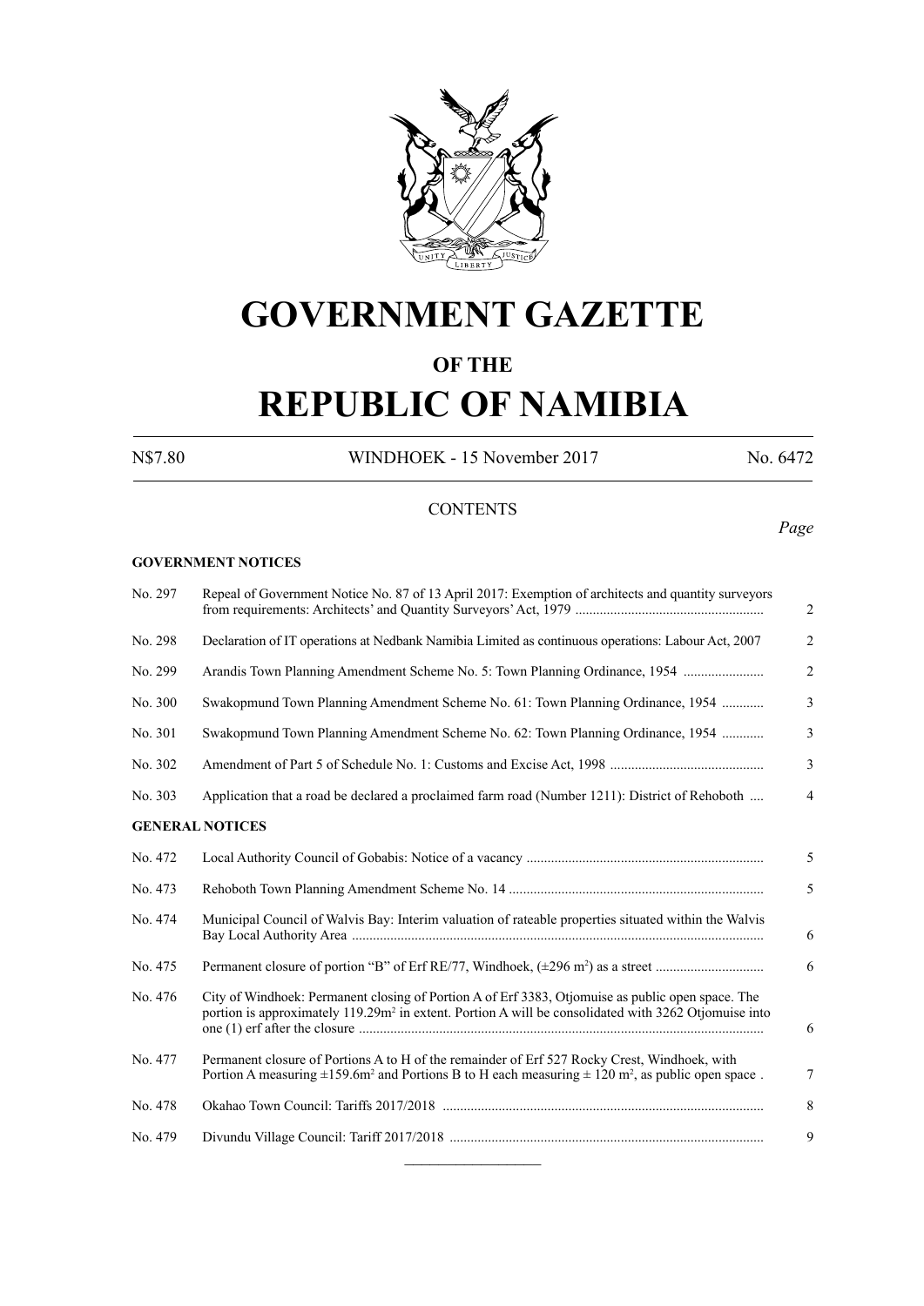# GOVERNMENT GAZETTE

## OF THE

# REPUBLIC OF NAMIBIA

N$7.80 WINDHOEK - 15 November 2017 No. 6472

CONTENTS

*Page*

**GOVERNMENT NOTICES**

| | | |
|---|---|---|
| No. 297 | Repeal of Government Notice No. 87 of 13 April 2017: Exemption of architects and quantity surveyors from requirements: Architects' and Quantity Surveyors' Act, 1979 | 2 |
| No. 298 | Declaration of IT operations at Nedbank Namibia Limited as continuous operations: Labour Act, 2007 | 2 |
| No. 299 | Arandis Town Planning Amendment Scheme No. 5: Town Planning Ordinance, 1954 | 2 |
| No. 300 | Swakopmund Town Planning Amendment Scheme No. 61: Town Planning Ordinance, 1954 | 3 |
| No. 301 | Swakopmund Town Planning Amendment Scheme No. 62: Town Planning Ordinance, 1954 | 3 |
| No. 302 | Amendment of Part 5 of Schedule No. 1: Customs and Excise Act, 1998 | 3 |
| No. 303 | Application that a road be declared a proclaimed farm road (Number 1211): District of Rehoboth | 4 |

**GENERAL NOTICES**

| | | |
|---|---|---|
| No. 472 | Local Authority Council of Gobabis: Notice of a vacancy | 5 |
| No. 473 | Rehoboth Town Planning Amendment Scheme No. 14 | 5 |
| No. 474 | Municipal Council of Walvis Bay: Interim valuation of rateable properties situated within the Walvis Bay Local Authority Area | 6 |
| No. 475 | Permanent closure of portion "B" of Erf RE/77, Windhoek, (±296 m$^2$) as a street | 6 |
| No. 476 | City of Windhoek: Permanent closing of Portion A of Erf 3383, Otjomuise as public open space. The portion is approximately 119.29m$^2$ in extent. Portion A will be consolidated with 3262 Otjomuise into one (1) erf after the closure | 6 |
| No. 477 | Permanent closure of Portions A to H of the remainder of Erf 527 Rocky Crest, Windhoek, with Portion A measuring ±159.6m$^2$ and Portions B to H each measuring ± 120 m$^2$, as public open space . | 7 |
| No. 478 | Okahao Town Council: Tariffs 2017/2018 | 8 |
| No. 479 | Divundu Village Council: Tariff 2017/2018 | 9 |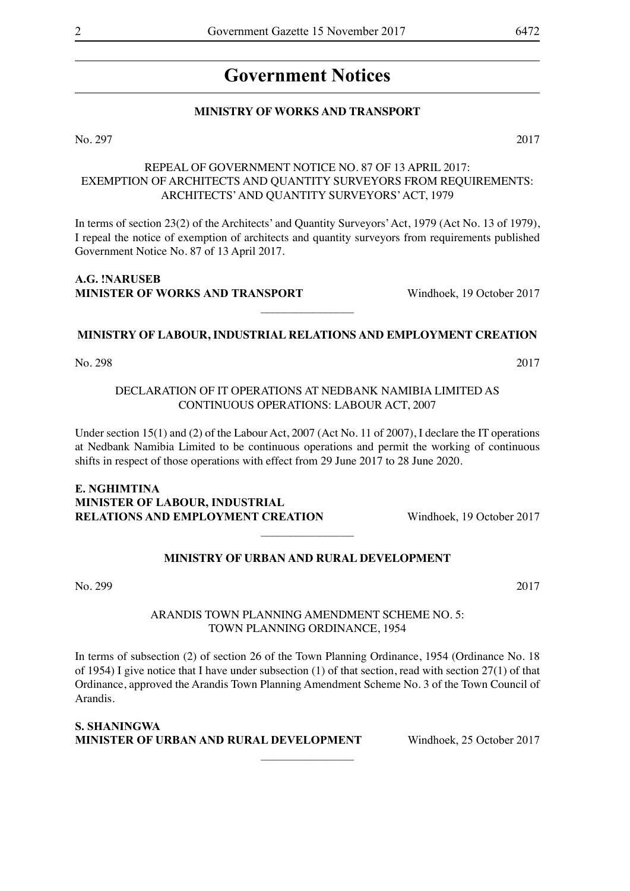# Government Notices

## MINISTRY OF WORKS AND TRANSPORT

No. 297 2017

REPEAL OF GOVERNMENT NOTICE NO. 87 OF 13 APRIL 2017:
EXEMPTION OF ARCHITECTS AND QUANTITY SURVEYORS FROM REQUIREMENTS:
ARCHITECTS' AND QUANTITY SURVEYORS' ACT, 1979

In terms of section 23(2) of the Architects' and Quantity Surveyors' Act, 1979 (Act No. 13 of 1979), I repeal the notice of exemption of architects and quantity surveyors from requirements published Government Notice No. 87 of 13 April 2017.

**A.G. !NARUSEB**
**MINISTER OF WORKS AND TRANSPORT** Windhoek, 19 October 2017

---

## MINISTRY OF LABOUR, INDUSTRIAL RELATIONS AND EMPLOYMENT CREATION

No. 298 2017

DECLARATION OF IT OPERATIONS AT NEDBANK NAMIBIA LIMITED AS
CONTINUOUS OPERATIONS: LABOUR ACT, 2007

Under section 15(1) and (2) of the Labour Act, 2007 (Act No. 11 of 2007), I declare the IT operations at Nedbank Namibia Limited to be continuous operations and permit the working of continuous shifts in respect of those operations with effect from 29 June 2017 to 28 June 2020.

**E. NGHIMTINA**
**MINISTER OF LABOUR, INDUSTRIAL**
**RELATIONS AND EMPLOYMENT CREATION** Windhoek, 19 October 2017

---

## MINISTRY OF URBAN AND RURAL DEVELOPMENT

No. 299 2017

ARANDIS TOWN PLANNING AMENDMENT SCHEME NO. 5:
TOWN PLANNING ORDINANCE, 1954

In terms of subsection (2) of section 26 of the Town Planning Ordinance, 1954 (Ordinance No. 18 of 1954) I give notice that I have under subsection (1) of that section, read with section 27(1) of that Ordinance, approved the Arandis Town Planning Amendment Scheme No. 3 of the Town Council of Arandis.

**S. SHANINGWA**
**MINISTER OF URBAN AND RURAL DEVELOPMENT** Windhoek, 25 October 2017

---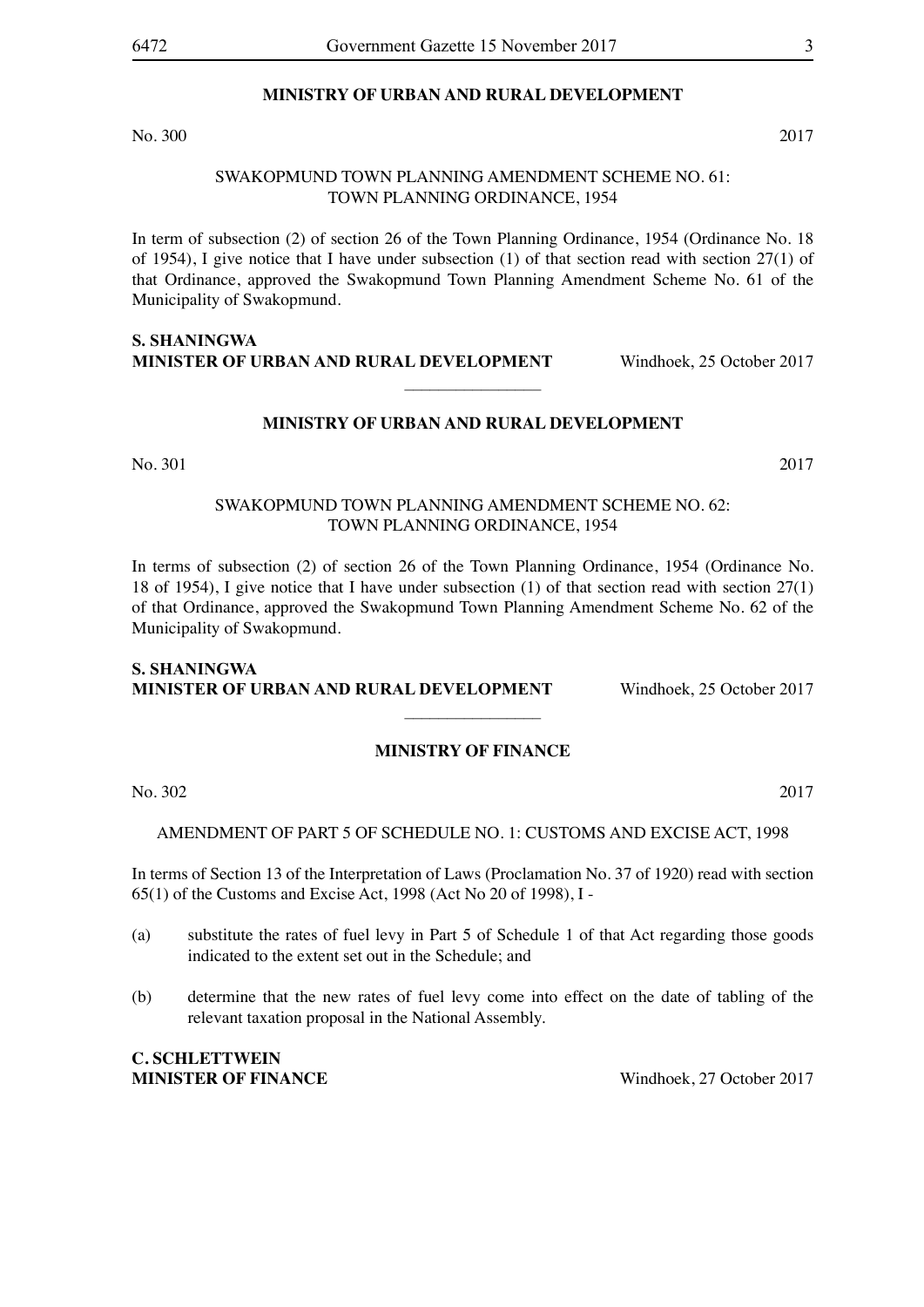## MINISTRY OF URBAN AND RURAL DEVELOPMENT

No. 300 2017

SWAKOPMUND TOWN PLANNING AMENDMENT SCHEME NO. 61:
TOWN PLANNING ORDINANCE, 1954

In term of subsection (2) of section 26 of the Town Planning Ordinance, 1954 (Ordinance No. 18 of 1954), I give notice that I have under subsection (1) of that section read with section 27(1) of that Ordinance, approved the Swakopmund Town Planning Amendment Scheme No. 61 of the Municipality of Swakopmund.

**S. SHANINGWA**
**MINISTER OF URBAN AND RURAL DEVELOPMENT** Windhoek, 25 October 2017

---

## MINISTRY OF URBAN AND RURAL DEVELOPMENT

No. 301 2017

SWAKOPMUND TOWN PLANNING AMENDMENT SCHEME NO. 62:
TOWN PLANNING ORDINANCE, 1954

In terms of subsection (2) of section 26 of the Town Planning Ordinance, 1954 (Ordinance No. 18 of 1954), I give notice that I have under subsection (1) of that section read with section 27(1) of that Ordinance, approved the Swakopmund Town Planning Amendment Scheme No. 62 of the Municipality of Swakopmund.

**S. SHANINGWA**
**MINISTER OF URBAN AND RURAL DEVELOPMENT** Windhoek, 25 October 2017

---

## MINISTRY OF FINANCE

No. 302 2017

AMENDMENT OF PART 5 OF SCHEDULE NO. 1: CUSTOMS AND EXCISE ACT, 1998

In terms of Section 13 of the Interpretation of Laws (Proclamation No. 37 of 1920) read with section 65(1) of the Customs and Excise Act, 1998 (Act No 20 of 1998), I -

(a) substitute the rates of fuel levy in Part 5 of Schedule 1 of that Act regarding those goods indicated to the extent set out in the Schedule; and

(b) determine that the new rates of fuel levy come into effect on the date of tabling of the relevant taxation proposal in the National Assembly.

**C. SCHLETTWEIN**
**MINISTER OF FINANCE** Windhoek, 27 October 2017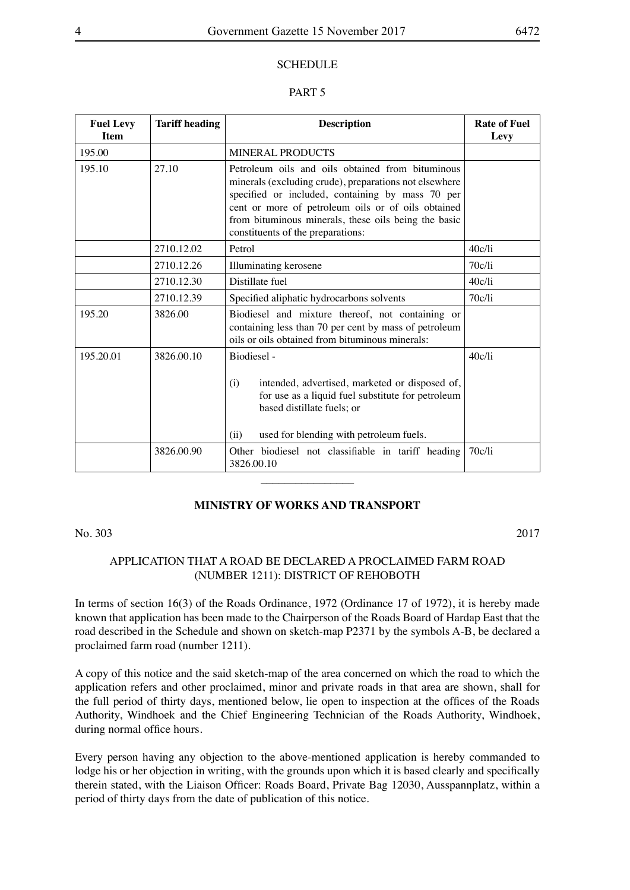SCHEDULE

PART 5

| Fuel Levy Item | Tariff heading | Description | Rate of Fuel Levy |
|---|---|---|---|
| 195.00 | | MINERAL PRODUCTS | |
| 195.10 | 27.10 | Petroleum oils and oils obtained from bituminous minerals (excluding crude), preparations not elsewhere specified or included, containing by mass 70 per cent or more of petroleum oils or of oils obtained from bituminous minerals, these oils being the basic constituents of the preparations: | |
| | 2710.12.02 | Petrol | 40c/li |
| | 2710.12.26 | Illuminating kerosene | 70c/li |
| | 2710.12.30 | Distillate fuel | 40c/li |
| | 2710.12.39 | Specified aliphatic hydrocarbons solvents | 70c/li |
| 195.20 | 3826.00 | Biodiesel and mixture thereof, not containing or containing less than 70 per cent by mass of petroleum oils or oils obtained from bituminous minerals: | |
| 195.20.01 | 3826.00.10 | Biodiesel - (i) intended, advertised, marketed or disposed of, for use as a liquid fuel substitute for petroleum based distillate fuels; or (ii) used for blending with petroleum fuels. | 40c/li |
| | 3826.00.90 | Other biodiesel not classifiable in tariff heading 3826.00.10 | 70c/li |

---

**MINISTRY OF WORKS AND TRANSPORT**

No. 303 2017

APPLICATION THAT A ROAD BE DECLARED A PROCLAIMED FARM ROAD (NUMBER 1211): DISTRICT OF REHOBOTH

In terms of section 16(3) of the Roads Ordinance, 1972 (Ordinance 17 of 1972), it is hereby made known that application has been made to the Chairperson of the Roads Board of Hardap East that the road described in the Schedule and shown on sketch-map P2371 by the symbols A-B, be declared a proclaimed farm road (number 1211).

A copy of this notice and the said sketch-map of the area concerned on which the road to which the application refers and other proclaimed, minor and private roads in that area are shown, shall for the full period of thirty days, mentioned below, lie open to inspection at the offices of the Roads Authority, Windhoek and the Chief Engineering Technician of the Roads Authority, Windhoek, during normal office hours.

Every person having any objection to the above-mentioned application is hereby commanded to lodge his or her objection in writing, with the grounds upon which it is based clearly and specifically therein stated, with the Liaison Officer: Roads Board, Private Bag 12030, Ausspannplatz, within a period of thirty days from the date of publication of this notice.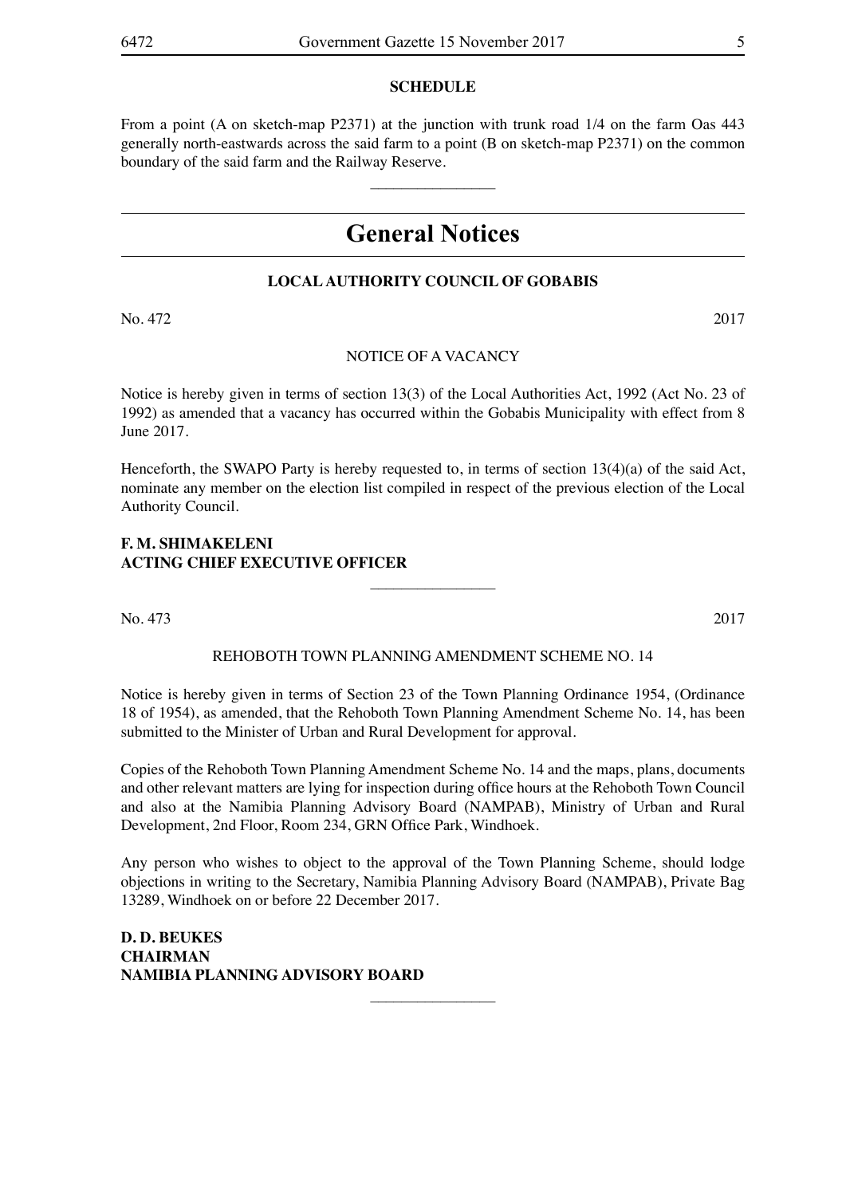**SCHEDULE**

From a point (A on sketch-map P2371) at the junction with trunk road 1/4 on the farm Oas 443 generally north-eastwards across the said farm to a point (B on sketch-map P2371) on the common boundary of the said farm and the Railway Reserve.

---

# General Notices

### LOCAL AUTHORITY COUNCIL OF GOBABIS

No. 472 2017

NOTICE OF A VACANCY

Notice is hereby given in terms of section 13(3) of the Local Authorities Act, 1992 (Act No. 23 of 1992) as amended that a vacancy has occurred within the Gobabis Municipality with effect from 8 June 2017.

Henceforth, the SWAPO Party is hereby requested to, in terms of section 13(4)(a) of the said Act, nominate any member on the election list compiled in respect of the previous election of the Local Authority Council.

**F. M. SHIMAKELENI**
**ACTING CHIEF EXECUTIVE OFFICER**

---

No. 473 2017

REHOBOTH TOWN PLANNING AMENDMENT SCHEME NO. 14

Notice is hereby given in terms of Section 23 of the Town Planning Ordinance 1954, (Ordinance 18 of 1954), as amended, that the Rehoboth Town Planning Amendment Scheme No. 14, has been submitted to the Minister of Urban and Rural Development for approval.

Copies of the Rehoboth Town Planning Amendment Scheme No. 14 and the maps, plans, documents and other relevant matters are lying for inspection during office hours at the Rehoboth Town Council and also at the Namibia Planning Advisory Board (NAMPAB), Ministry of Urban and Rural Development, 2nd Floor, Room 234, GRN Office Park, Windhoek.

Any person who wishes to object to the approval of the Town Planning Scheme, should lodge objections in writing to the Secretary, Namibia Planning Advisory Board (NAMPAB), Private Bag 13289, Windhoek on or before 22 December 2017.

**D. D. BEUKES**
**CHAIRMAN**
**NAMIBIA PLANNING ADVISORY BOARD**

---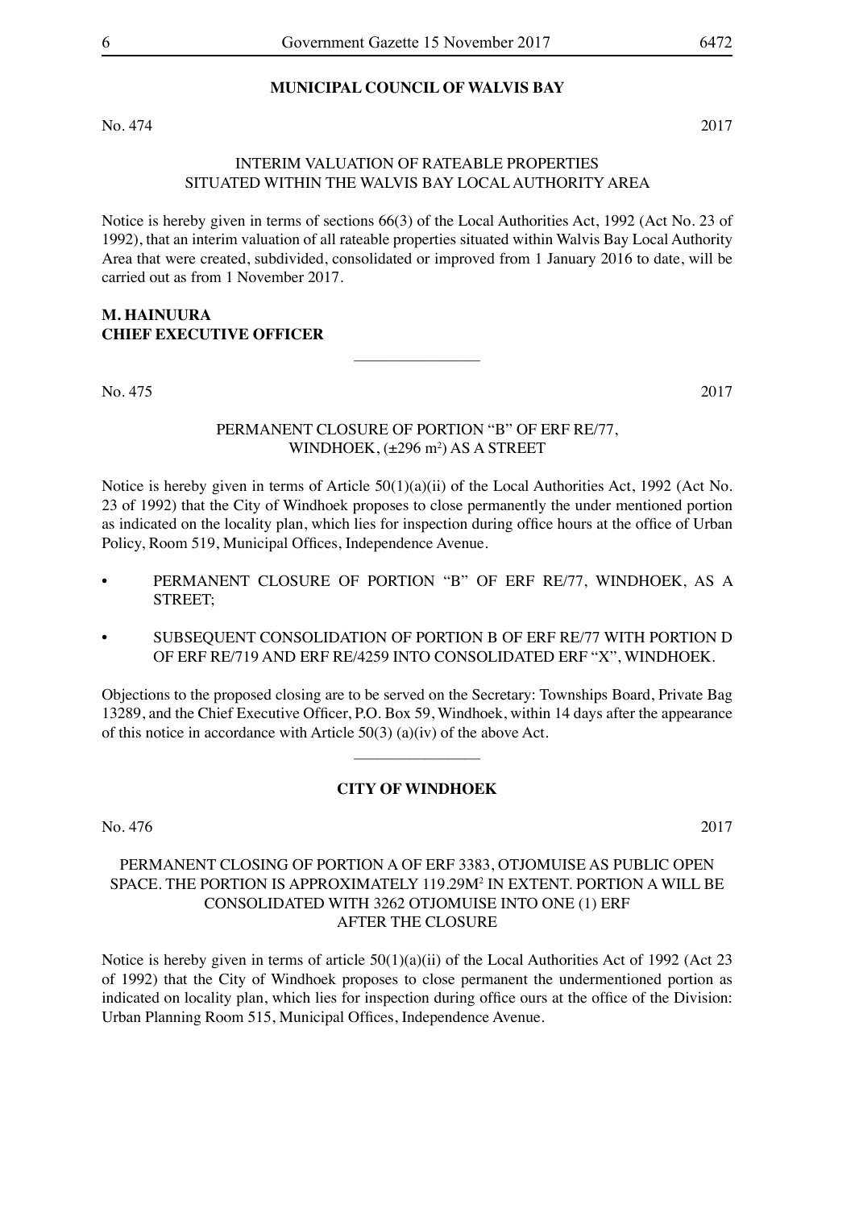**MUNICIPAL COUNCIL OF WALVIS BAY**

No. 474 2017

INTERIM VALUATION OF RATEABLE PROPERTIES
SITUATED WITHIN THE WALVIS BAY LOCAL AUTHORITY AREA

Notice is hereby given in terms of sections 66(3) of the Local Authorities Act, 1992 (Act No. 23 of 1992), that an interim valuation of all rateable properties situated within Walvis Bay Local Authority Area that were created, subdivided, consolidated or improved from 1 January 2016 to date, will be carried out as from 1 November 2017.

**M. HAINUURA**
**CHIEF EXECUTIVE OFFICER**

---

No. 475 2017

PERMANENT CLOSURE OF PORTION "B" OF ERF RE/77,
WINDHOEK, (±296 $m^2$) AS A STREET

Notice is hereby given in terms of Article 50(1)(a)(ii) of the Local Authorities Act, 1992 (Act No. 23 of 1992) that the City of Windhoek proposes to close permanently the under mentioned portion as indicated on the locality plan, which lies for inspection during office hours at the office of Urban Policy, Room 519, Municipal Offices, Independence Avenue.

- PERMANENT CLOSURE OF PORTION "B" OF ERF RE/77, WINDHOEK, AS A STREET;
- SUBSEQUENT CONSOLIDATION OF PORTION B OF ERF RE/77 WITH PORTION D OF ERF RE/719 AND ERF RE/4259 INTO CONSOLIDATED ERF "X", WINDHOEK.

Objections to the proposed closing are to be served on the Secretary: Townships Board, Private Bag 13289, and the Chief Executive Officer, P.O. Box 59, Windhoek, within 14 days after the appearance of this notice in accordance with Article 50(3) (a)(iv) of the above Act.

---

**CITY OF WINDHOEK**

No. 476 2017

PERMANENT CLOSING OF PORTION A OF ERF 3383, OTJOMUISE AS PUBLIC OPEN SPACE. THE PORTION IS APPROXIMATELY 119.29$M^2$ IN EXTENT. PORTION A WILL BE CONSOLIDATED WITH 3262 OTJOMUISE INTO ONE (1) ERF AFTER THE CLOSURE

Notice is hereby given in terms of article 50(1)(a)(ii) of the Local Authorities Act of 1992 (Act 23 of 1992) that the City of Windhoek proposes to close permanent the undermentioned portion as indicated on locality plan, which lies for inspection during office ours at the office of the Division: Urban Planning Room 515, Municipal Offices, Independence Avenue.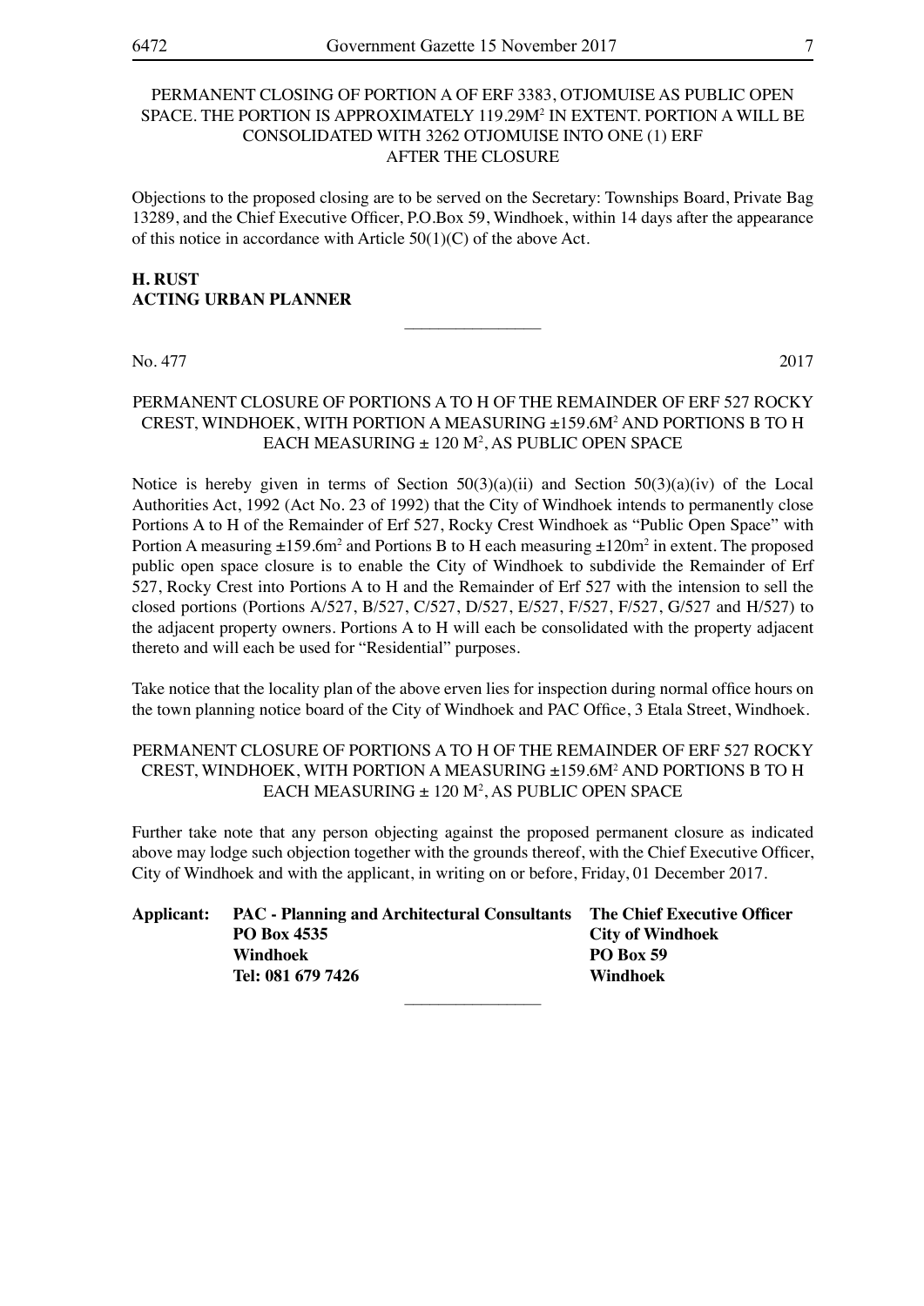PERMANENT CLOSING OF PORTION A OF ERF 3383, OTJOMUISE AS PUBLIC OPEN SPACE. THE PORTION IS APPROXIMATELY 119.29M$^2$ IN EXTENT. PORTION A WILL BE CONSOLIDATED WITH 3262 OTJOMUISE INTO ONE (1) ERF AFTER THE CLOSURE

Objections to the proposed closing are to be served on the Secretary: Townships Board, Private Bag 13289, and the Chief Executive Officer, P.O.Box 59, Windhoek, within 14 days after the appearance of this notice in accordance with Article 50(1)(C) of the above Act.

**H. RUST**
**ACTING URBAN PLANNER**

---

No. 477 2017

PERMANENT CLOSURE OF PORTIONS A TO H OF THE REMAINDER OF ERF 527 ROCKY CREST, WINDHOEK, WITH PORTION A MEASURING ±159.6M$^2$ AND PORTIONS B TO H EACH MEASURING ± 120 M$^2$, AS PUBLIC OPEN SPACE

Notice is hereby given in terms of Section 50(3)(a)(ii) and Section 50(3)(a)(iv) of the Local Authorities Act, 1992 (Act No. 23 of 1992) that the City of Windhoek intends to permanently close Portions A to H of the Remainder of Erf 527, Rocky Crest Windhoek as "Public Open Space" with Portion A measuring ±159.6m$^2$ and Portions B to H each measuring ±120m$^2$ in extent. The proposed public open space closure is to enable the City of Windhoek to subdivide the Remainder of Erf 527, Rocky Crest into Portions A to H and the Remainder of Erf 527 with the intension to sell the closed portions (Portions A/527, B/527, C/527, D/527, E/527, F/527, F/527, G/527 and H/527) to the adjacent property owners. Portions A to H will each be consolidated with the property adjacent thereto and will each be used for "Residential" purposes.

Take notice that the locality plan of the above erven lies for inspection during normal office hours on the town planning notice board of the City of Windhoek and PAC Office, 3 Etala Street, Windhoek.

PERMANENT CLOSURE OF PORTIONS A TO H OF THE REMAINDER OF ERF 527 ROCKY CREST, WINDHOEK, WITH PORTION A MEASURING ±159.6M$^2$ AND PORTIONS B TO H EACH MEASURING ± 120 M$^2$, AS PUBLIC OPEN SPACE

Further take note that any person objecting against the proposed permanent closure as indicated above may lodge such objection together with the grounds thereof, with the Chief Executive Officer, City of Windhoek and with the applicant, in writing on or before, Friday, 01 December 2017.

**Applicant: PAC - Planning and Architectural Consultants**
**PO Box 4535**
**Windhoek**
**Tel: 081 679 7426**

**The Chief Executive Officer**
**City of Windhoek**
**PO Box 59**
**Windhoek**

---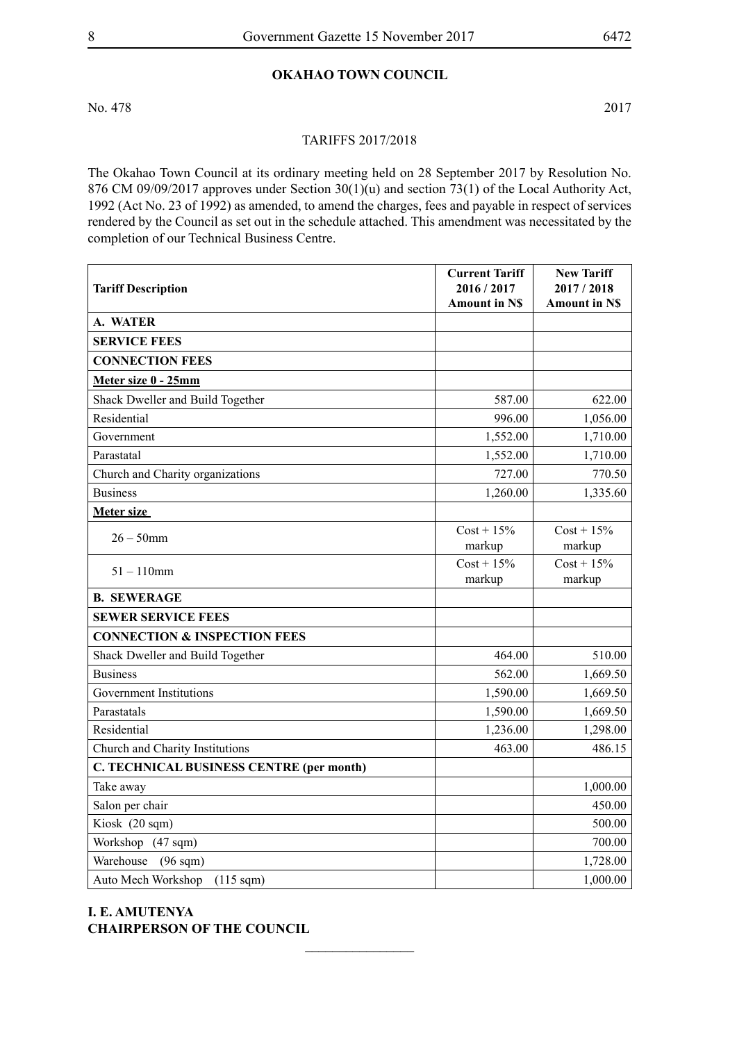## OKAHAO TOWN COUNCIL

No. 478 2017

TARIFFS 2017/2018

The Okahao Town Council at its ordinary meeting held on 28 September 2017 by Resolution No. 876 CM 09/09/2017 approves under Section 30(1)(u) and section 73(1) of the Local Authority Act, 1992 (Act No. 23 of 1992) as amended, to amend the charges, fees and payable in respect of services rendered by the Council as set out in the schedule attached. This amendment was necessitated by the completion of our Technical Business Centre.

| **Tariff Description** | **Current Tariff 2016 / 2017 Amount in N$** | **New Tariff 2017 / 2018 Amount in N$** |
|---|---|---|
| **A. WATER** | | |
| **SERVICE FEES** | | |
| **CONNECTION FEES** | | |
| **Meter size 0 - 25mm** | | |
| Shack Dweller and Build Together | 587.00 | 622.00 |
| Residential | 996.00 | 1,056.00 |
| Government | 1,552.00 | 1,710.00 |
| Parastatal | 1,552.00 | 1,710.00 |
| Church and Charity organizations | 727.00 | 770.50 |
| Business | 1,260.00 | 1,335.60 |
| **Meter size** | | |
| 26 – 50mm | Cost + 15% markup | Cost + 15% markup |
| 51 – 110mm | Cost + 15% markup | Cost + 15% markup |
| **B. SEWERAGE** | | |
| **SEWER SERVICE FEES** | | |
| **CONNECTION & INSPECTION FEES** | | |
| Shack Dweller and Build Together | 464.00 | 510.00 |
| Business | 562.00 | 1,669.50 |
| Government Institutions | 1,590.00 | 1,669.50 |
| Parastatals | 1,590.00 | 1,669.50 |
| Residential | 1,236.00 | 1,298.00 |
| Church and Charity Institutions | 463.00 | 486.15 |
| **C. TECHNICAL BUSINESS CENTRE (per month)** | | |
| Take away | | 1,000.00 |
| Salon per chair | | 450.00 |
| Kiosk (20 sqm) | | 500.00 |
| Workshop (47 sqm) | | 700.00 |
| Warehouse (96 sqm) | | 1,728.00 |
| Auto Mech Workshop (115 sqm) | | 1,000.00 |

**I. E. AMUTENYA**
**CHAIRPERSON OF THE COUNCIL**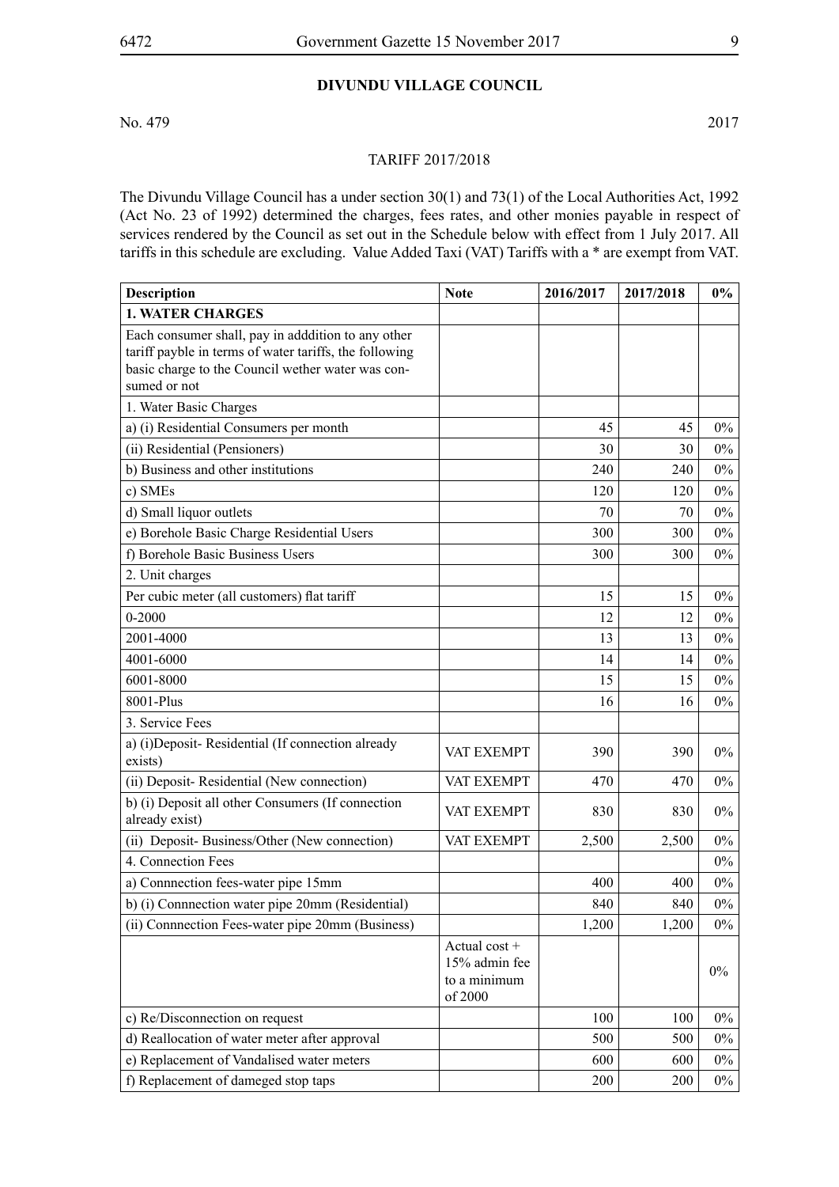## DIVUNDU VILLAGE COUNCIL

No. 479 2017

TARIFF 2017/2018

The Divundu Village Council has a under section 30(1) and 73(1) of the Local Authorities Act, 1992 (Act No. 23 of 1992) determined the charges, fees rates, and other monies payable in respect of services rendered by the Council as set out in the Schedule below with effect from 1 July 2017. All tariffs in this schedule are excluding. Value Added Taxi (VAT) Tariffs with a * are exempt from VAT.

| Description | Note | 2016/2017 | 2017/2018 | 0% |
|---|---|---|---|---|
| **1. WATER CHARGES** | | | | |
| Each consumer shall, pay in adddition to any other tariff payble in terms of water tariffs, the following basic charge to the Council wether water was consumed or not | | | | |
| 1. Water Basic Charges | | | | |
| a) (i) Residential Consumers per month | | 45 | 45 | 0% |
| (ii) Residential (Pensioners) | | 30 | 30 | 0% |
| b) Business and other institutions | | 240 | 240 | 0% |
| c) SMEs | | 120 | 120 | 0% |
| d) Small liquor outlets | | 70 | 70 | 0% |
| e) Borehole Basic Charge Residential Users | | 300 | 300 | 0% |
| f) Borehole Basic Business Users | | 300 | 300 | 0% |
| 2. Unit charges | | | | |
| Per cubic meter (all customers) flat tariff | | 15 | 15 | 0% |
| 0-2000 | | 12 | 12 | 0% |
| 2001-4000 | | 13 | 13 | 0% |
| 4001-6000 | | 14 | 14 | 0% |
| 6001-8000 | | 15 | 15 | 0% |
| 8001-Plus | | 16 | 16 | 0% |
| 3. Service Fees | | | | |
| a) (i)Deposit- Residential (If connection already exists) | VAT EXEMPT | 390 | 390 | 0% |
| (ii) Deposit- Residential (New connection) | VAT EXEMPT | 470 | 470 | 0% |
| b) (i) Deposit all other Consumers (If connection already exist) | VAT EXEMPT | 830 | 830 | 0% |
| (ii) Deposit- Business/Other (New connection) | VAT EXEMPT | 2,500 | 2,500 | 0% |
| 4. Connection Fees | | | | 0% |
| a) Connnection fees-water pipe 15mm | | 400 | 400 | 0% |
| b) (i) Connnection water pipe 20mm (Residential) | | 840 | 840 | 0% |
| (ii) Connnection Fees-water pipe 20mm (Business) | | 1,200 | 1,200 | 0% |
| | Actual cost + 15% admin fee to a minimum of 2000 | | | 0% |
| c) Re/Disconnection on request | | 100 | 100 | 0% |
| d) Reallocation of water meter after approval | | 500 | 500 | 0% |
| e) Replacement of Vandalised water meters | | 600 | 600 | 0% |
| f) Replacement of dameged stop taps | | 200 | 200 | 0% |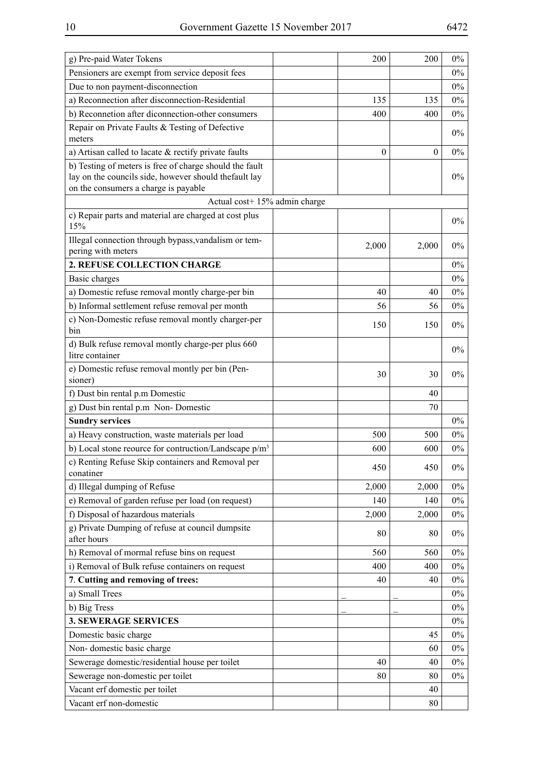| | | | | |
|---|---|---|---|---|
| g) Pre-paid Water Tokens | | 200 | 200 | 0% |
| Pensioners are exempt from service deposit fees | | | | 0% |
| Due to non payment-disconnection | | | | 0% |
| a) Reconnection after disconnection-Residential | | 135 | 135 | 0% |
| b) Reconnetion after diconnection-other consumers | | 400 | 400 | 0% |
| Repair on Private Faults & Testing of Defective meters | | | | 0% |
| a) Artisan called to lacate & rectify private faults | | 0 | 0 | 0% |
| b) Testing of meters is free of charge should the fault lay on the councils side, however should thefault lay on the consumers a charge is payable | | | | 0% |
| Actual cost+ 15% admin charge | | | | |
| c) Repair parts and material are charged at cost plus 15% | | | | 0% |
| Illegal connection through bypass,vandalism or tempering with meters | | 2,000 | 2,000 | 0% |
| **2. REFUSE COLLECTION CHARGE** | | | | 0% |
| Basic charges | | | | 0% |
| a) Domestic refuse removal montly charge-per bin | | 40 | 40 | 0% |
| b) Informal settlement refuse removal per month | | 56 | 56 | 0% |
| c) Non-Domestic refuse removal montly charger-per bin | | 150 | 150 | 0% |
| d) Bulk refuse removal montly charge-per plus 660 litre container | | | | 0% |
| e) Domestic refuse removal montly per bin (Pensioner) | | 30 | 30 | 0% |
| f) Dust bin rental p.m Domestic | | | 40 | |
| g) Dust bin rental p.m Non- Domestic | | | 70 | |
| **Sundry services** | | | | 0% |
| a) Heavy construction, waste materials per load | | 500 | 500 | 0% |
| b) Local stone reource for contruction/Landscape p/m³ | | 600 | 600 | 0% |
| c) Renting Refuse Skip containers and Removal per conatiner | | 450 | 450 | 0% |
| d) Illegal dumping of Refuse | | 2,000 | 2,000 | 0% |
| e) Removal of garden refuse per load (on request) | | 140 | 140 | 0% |
| f) Disposal of hazardous materials | | 2,000 | 2,000 | 0% |
| g) Private Dumping of refuse at council dumpsite after hours | | 80 | 80 | 0% |
| h) Removal of mormal refuse bins on request | | 560 | 560 | 0% |
| i) Removal of Bulk refuse containers on request | | 400 | 400 | 0% |
| 7. **Cutting and removing of trees:** | | 40 | 40 | 0% |
| a) Small Trees | | _ | _ | 0% |
| b) Big Tress | | _ | _ | 0% |
| **3. SEWERAGE SERVICES** | | | | 0% |
| Domestic basic charge | | | 45 | 0% |
| Non- domestic basic charge | | | 60 | 0% |
| Sewerage domestic/residential house per toilet | | 40 | 40 | 0% |
| Sewerage non-domestic per toilet | | 80 | 80 | 0% |
| Vacant erf domestic per toilet | | | 40 | |
| Vacant erf non-domestic | | | 80 | |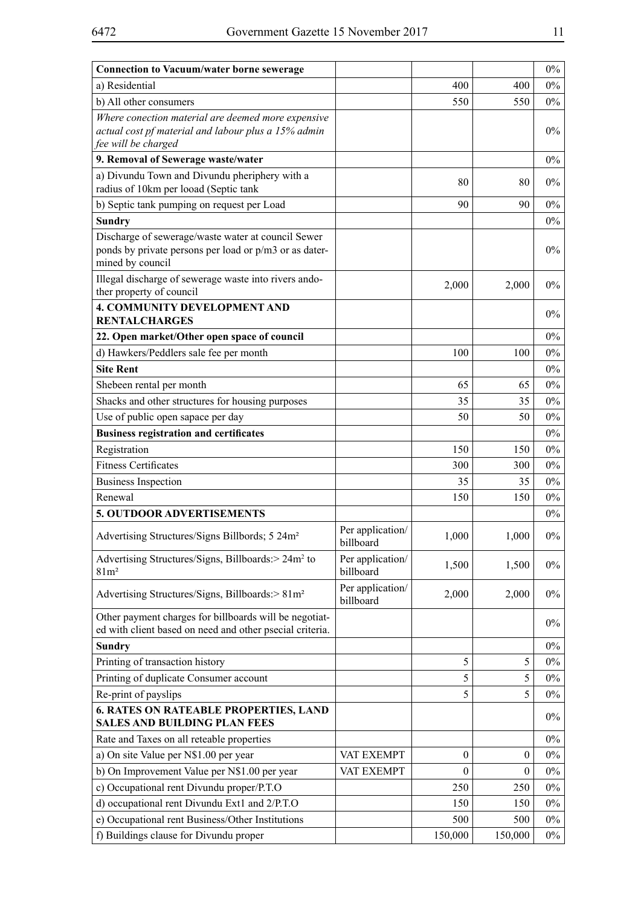| **Connection to Vacuum/water borne sewerage** | | | | 0% |
|---|---|---|---|---|
| a) Residential | | 400 | 400 | 0% |
| b) All other consumers | | 550 | 550 | 0% |
| *Where conection material are deemed more expensive actual cost pf material and labour plus a 15% admin fee will be charged* | | | | 0% |
| **9. Removal of Sewerage waste/water** | | | | 0% |
| a) Divundu Town and Divundu pheriphery with a radius of 10km per looad (Septic tank | | 80 | 80 | 0% |
| b) Septic tank pumping on request per Load | | 90 | 90 | 0% |
| **Sundry** | | | | 0% |
| Discharge of sewerage/waste water at council Sewer ponds by private persons per load or p/m3 or as datermined by council | | | | 0% |
| Illegal discharge of sewerage waste into rivers andother property of council | | 2,000 | 2,000 | 0% |
| **4. COMMUNITY DEVELOPMENT AND RENTALCHARGES** | | | | 0% |
| **22. Open market/Other open space of council** | | | | 0% |
| d) Hawkers/Peddlers sale fee per month | | 100 | 100 | 0% |
| **Site Rent** | | | | 0% |
| Shebeen rental per month | | 65 | 65 | 0% |
| Shacks and other structures for housing purposes | | 35 | 35 | 0% |
| Use of public open sapace per day | | 50 | 50 | 0% |
| **Business registration and certificates** | | | | 0% |
| Registration | | 150 | 150 | 0% |
| Fitness Certificates | | 300 | 300 | 0% |
| Business Inspection | | 35 | 35 | 0% |
| Renewal | | 150 | 150 | 0% |
| **5. OUTDOOR ADVERTISEMENTS** | | | | 0% |
| Advertising Structures/Signs Billbords; 5 24m² | Per application/ billboard | 1,000 | 1,000 | 0% |
| Advertising Structures/Signs, Billboards:> 24m² to 81m² | Per application/ billboard | 1,500 | 1,500 | 0% |
| Advertising Structures/Signs, Billboards:> 81m² | Per application/ billboard | 2,000 | 2,000 | 0% |
| Other payment charges for billboards will be negotiated with client based on need and other psecial criteria. | | | | 0% |
| **Sundry** | | | | 0% |
| Printing of transaction history | | 5 | 5 | 0% |
| Printing of duplicate Consumer account | | 5 | 5 | 0% |
| Re-print of payslips | | 5 | 5 | 0% |
| **6. RATES ON RATEABLE PROPERTIES, LAND SALES AND BUILDING PLAN FEES** | | | | 0% |
| Rate and Taxes on all reteable properties | | | | 0% |
| a) On site Value per N$1.00 per year | VAT EXEMPT | 0 | 0 | 0% |
| b) On Improvement Value per N$1.00 per year | VAT EXEMPT | 0 | 0 | 0% |
| c) Occupational rent Divundu proper/P.T.O | | 250 | 250 | 0% |
| d) occupational rent Divundu Ext1 and 2/P.T.O | | 150 | 150 | 0% |
| e) Occupational rent Business/Other Institutions | | 500 | 500 | 0% |
| f) Buildings clause for Divundu proper | | 150,000 | 150,000 | 0% |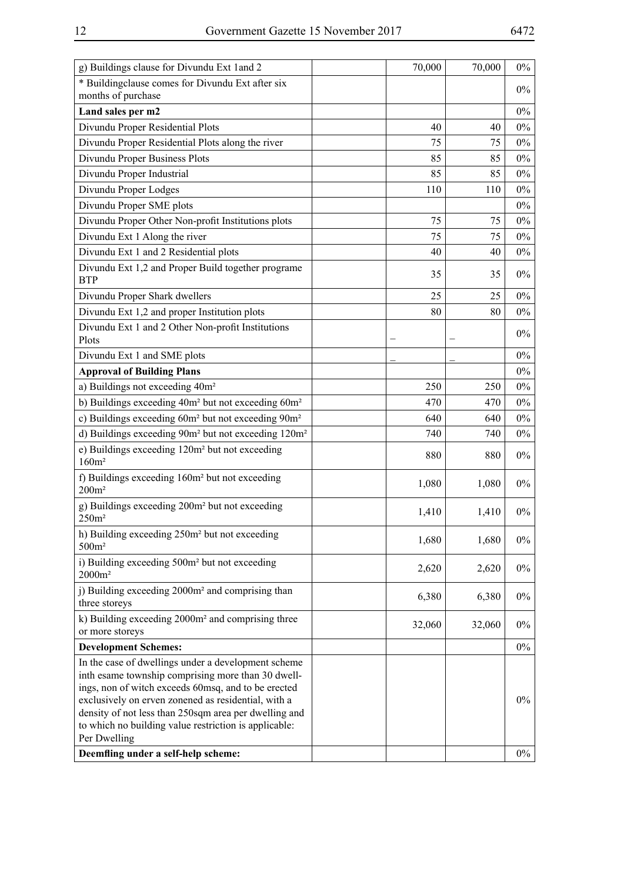| | | | | |
|---|---|---|---|---|
| g) Buildings clause for Divundu Ext 1and 2 | | 70,000 | 70,000 | 0% |
| * Buildingclause comes for Divundu Ext after six months of purchase | | | | 0% |
| **Land sales per m2** | | | | 0% |
| Divundu Proper Residential Plots | | 40 | 40 | 0% |
| Divundu Proper Residential Plots along the river | | 75 | 75 | 0% |
| Divundu Proper Business Plots | | 85 | 85 | 0% |
| Divundu Proper Industrial | | 85 | 85 | 0% |
| Divundu Proper Lodges | | 110 | 110 | 0% |
| Divundu Proper SME plots | | | | 0% |
| Divundu Proper Other Non-profit Institutions plots | | 75 | 75 | 0% |
| Divundu Ext 1 Along the river | | 75 | 75 | 0% |
| Divundu Ext 1 and 2 Residential plots | | 40 | 40 | 0% |
| Divundu Ext 1,2 and Proper Build together programe BTP | | 35 | 35 | 0% |
| Divundu Proper Shark dwellers | | 25 | 25 | 0% |
| Divundu Ext 1,2 and proper Institution plots | | 80 | 80 | 0% |
| Divundu Ext 1 and 2 Other Non-profit Institutions Plots | | – | – | 0% |
| Divundu Ext 1 and SME plots | | – | – | 0% |
| **Approval of Building Plans** | | | | 0% |
| a) Buildings not exceeding 40m² | | 250 | 250 | 0% |
| b) Buildings exceeding 40m² but not exceeding 60m² | | 470 | 470 | 0% |
| c) Buildings exceeding 60m² but not exceeding 90m² | | 640 | 640 | 0% |
| d) Buildings exceeding 90m² but not exceeding 120m² | | 740 | 740 | 0% |
| e) Buildings exceeding 120m² but not exceeding 160m² | | 880 | 880 | 0% |
| f) Buildings exceeding 160m² but not exceeding 200m² | | 1,080 | 1,080 | 0% |
| g) Buildings exceeding 200m² but not exceeding 250m² | | 1,410 | 1,410 | 0% |
| h) Building exceeding 250m² but not exceeding 500m² | | 1,680 | 1,680 | 0% |
| i) Building exceeding 500m² but not exceeding 2000m² | | 2,620 | 2,620 | 0% |
| j) Building exceeding 2000m² and comprising than three storeys | | 6,380 | 6,380 | 0% |
| k) Building exceeding 2000m² and comprising three or more storeys | | 32,060 | 32,060 | 0% |
| **Development Schemes:** | | | | 0% |
| In the case of dwellings under a development scheme inth esame township comprising more than 30 dwellings, non of witch exceeds 60msq, and to be erected exclusively on erven zonened as residential, with a density of not less than 250sqm area per dwelling and to which no building value restriction is applicable: Per Dwelling | | | | 0% |
| **Deemfling under a self-help scheme:** | | | | 0% |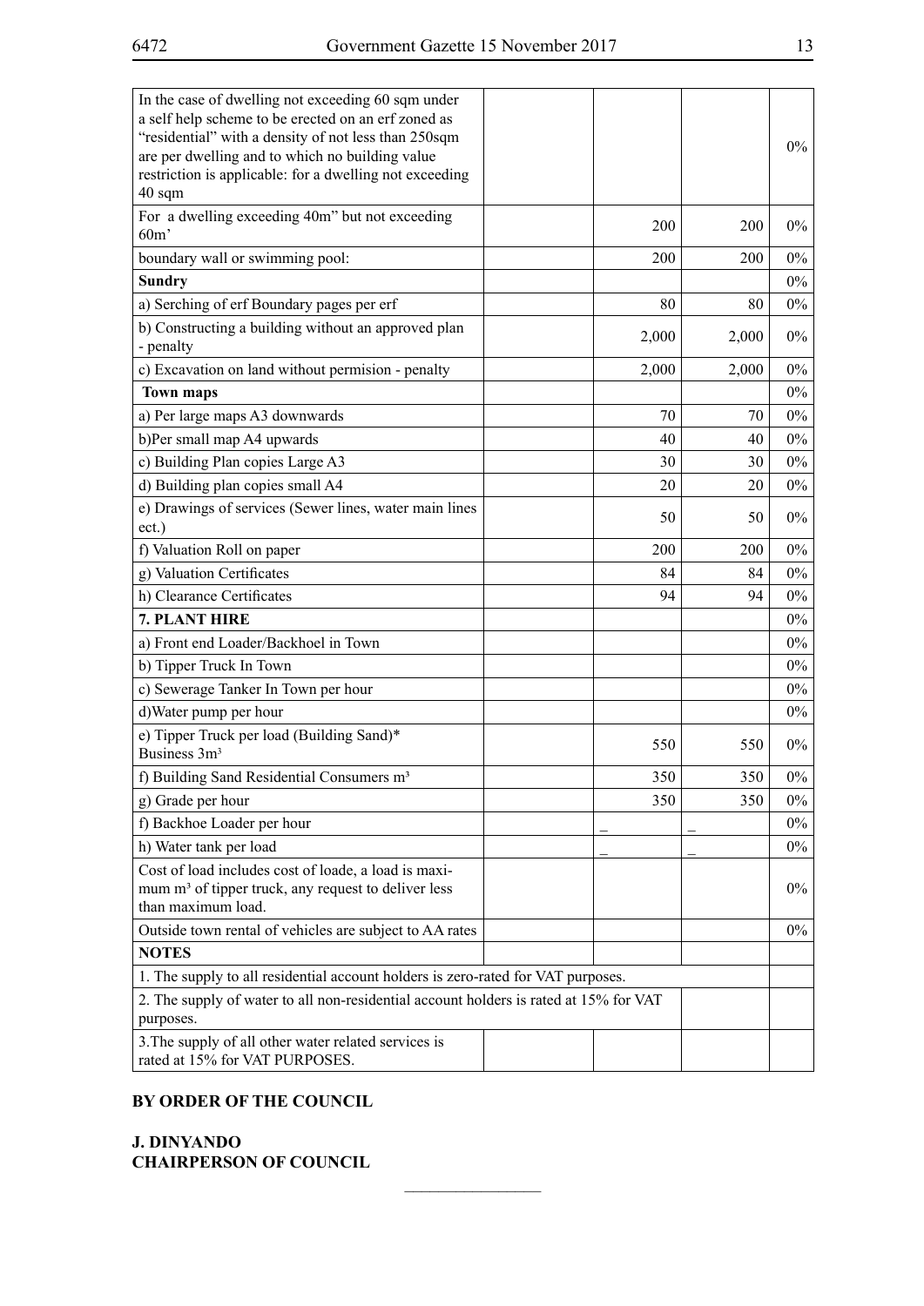| | | | | |
|---|---|---|---|---|
| In the case of dwelling not exceeding 60 sqm under a self help scheme to be erected on an erf zoned as "residential" with a density of not less than 250sqm are per dwelling and to which no building value restriction is applicable: for a dwelling not exceeding 40 sqm | | | | 0% |
| For a dwelling exceeding 40m" but not exceeding 60m' | | 200 | 200 | 0% |
| boundary wall or swimming pool: | | 200 | 200 | 0% |
| **Sundry** | | | | 0% |
| a) Serching of erf Boundary pages per erf | | 80 | 80 | 0% |
| b) Constructing a building without an approved plan - penalty | | 2,000 | 2,000 | 0% |
| c) Excavation on land without permision - penalty | | 2,000 | 2,000 | 0% |
| **Town maps** | | | | 0% |
| a) Per large maps A3 downwards | | 70 | 70 | 0% |
| b)Per small map A4 upwards | | 40 | 40 | 0% |
| c) Building Plan copies Large A3 | | 30 | 30 | 0% |
| d) Building plan copies small A4 | | 20 | 20 | 0% |
| e) Drawings of services (Sewer lines, water main lines ect.) | | 50 | 50 | 0% |
| f) Valuation Roll on paper | | 200 | 200 | 0% |
| g) Valuation Certificates | | 84 | 84 | 0% |
| h) Clearance Certificates | | 94 | 94 | 0% |
| **7. PLANT HIRE** | | | | 0% |
| a) Front end Loader/Backhoel in Town | | | | 0% |
| b) Tipper Truck In Town | | | | 0% |
| c) Sewerage Tanker In Town per hour | | | | 0% |
| d)Water pump per hour | | | | 0% |
| e) Tipper Truck per load (Building Sand)* Business 3m³ | | 550 | 550 | 0% |
| f) Building Sand Residential Consumers m³ | | 350 | 350 | 0% |
| g) Grade per hour | | 350 | 350 | 0% |
| f) Backhoe Loader per hour | | _ | _ | 0% |
| h) Water tank per load | | _ | _ | 0% |
| Cost of load includes cost of loade, a load is maximum m³ of tipper truck, any request to deliver less than maximum load. | | | | 0% |
| Outside town rental of vehicles are subject to AA rates | | | | 0% |
| **NOTES** | | | | |
| 1. The supply to all residential account holders is zero-rated for VAT purposes. | | | | |
| 2. The supply of water to all non-residential account holders is rated at 15% for VAT purposes. | | | | |
| 3.The supply of all other water related services is rated at 15% for VAT PURPOSES. | | | | |

**BY ORDER OF THE COUNCIL**

**J. DINYANDO**
**CHAIRPERSON OF COUNCIL**